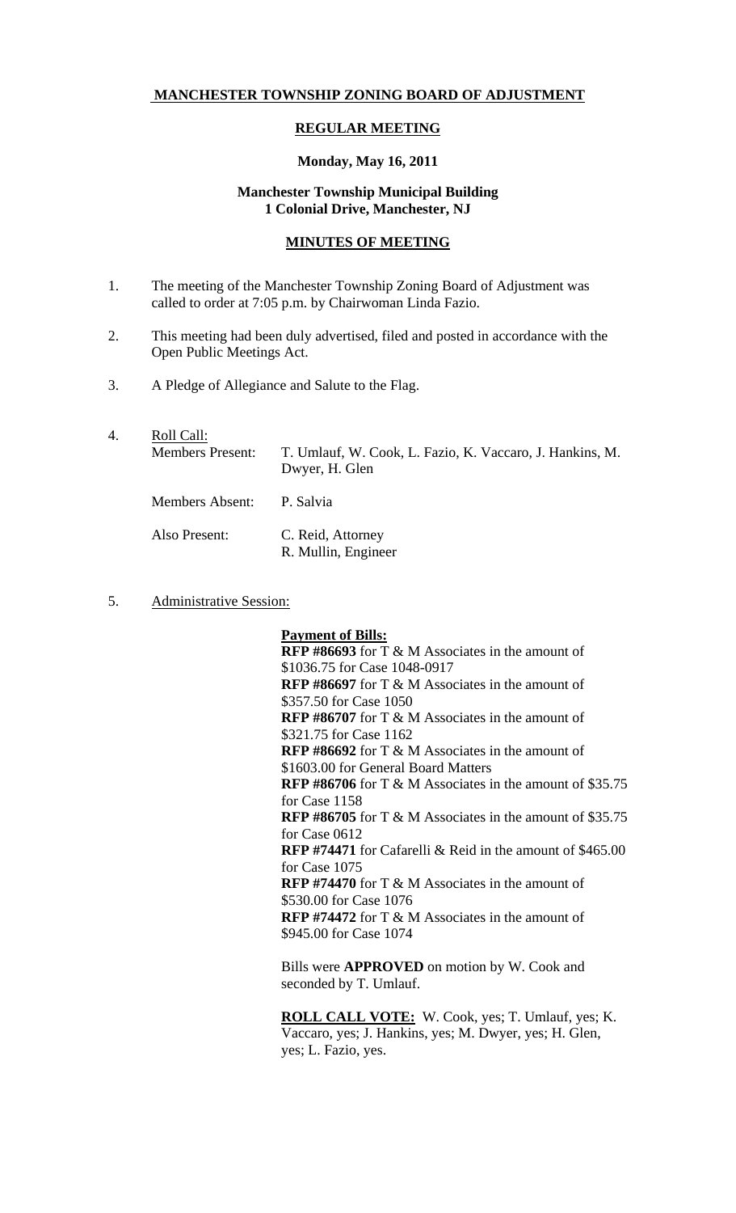# MANCHESTER TOWNSHIP ZONING BOARD OF ADJUSTMENT

## REGULAR MEETING

**Monday, May 16, 2011**

**Manchester Township Municipal Building**
**1 Colonial Drive, Manchester, NJ**

## MINUTES OF MEETING

1. The meeting of the Manchester Township Zoning Board of Adjustment was called to order at 7:05 p.m. by Chairwoman Linda Fazio.

2. This meeting had been duly advertised, filed and posted in accordance with the Open Public Meetings Act.

3. A Pledge of Allegiance and Salute to the Flag.

4. Roll Call:

   Members Present: T. Umlauf, W. Cook, L. Fazio, K. Vaccaro, J. Hankins, M. Dwyer, H. Glen

   Members Absent: P. Salvia

   Also Present: C. Reid, Attorney
   R. Mullin, Engineer

5. Administrative Session:

   **Payment of Bills:**

   **RFP #86693** for T & M Associates in the amount of $1036.75 for Case 1048-0917
   **RFP #86697** for T & M Associates in the amount of $357.50 for Case 1050
   **RFP #86707** for T & M Associates in the amount of $321.75 for Case 1162
   **RFP #86692** for T & M Associates in the amount of $1603.00 for General Board Matters
   **RFP #86706** for T & M Associates in the amount of $35.75 for Case 1158
   **RFP #86705** for T & M Associates in the amount of $35.75 for Case 0612
   **RFP #74471** for Cafarelli & Reid in the amount of $465.00 for Case 1075
   **RFP #74470** for T & M Associates in the amount of $530.00 for Case 1076
   **RFP #74472** for T & M Associates in the amount of $945.00 for Case 1074

   Bills were **APPROVED** on motion by W. Cook and seconded by T. Umlauf.

   **ROLL CALL VOTE:** W. Cook, yes; T. Umlauf, yes; K. Vaccaro, yes; J. Hankins, yes; M. Dwyer, yes; H. Glen, yes; L. Fazio, yes.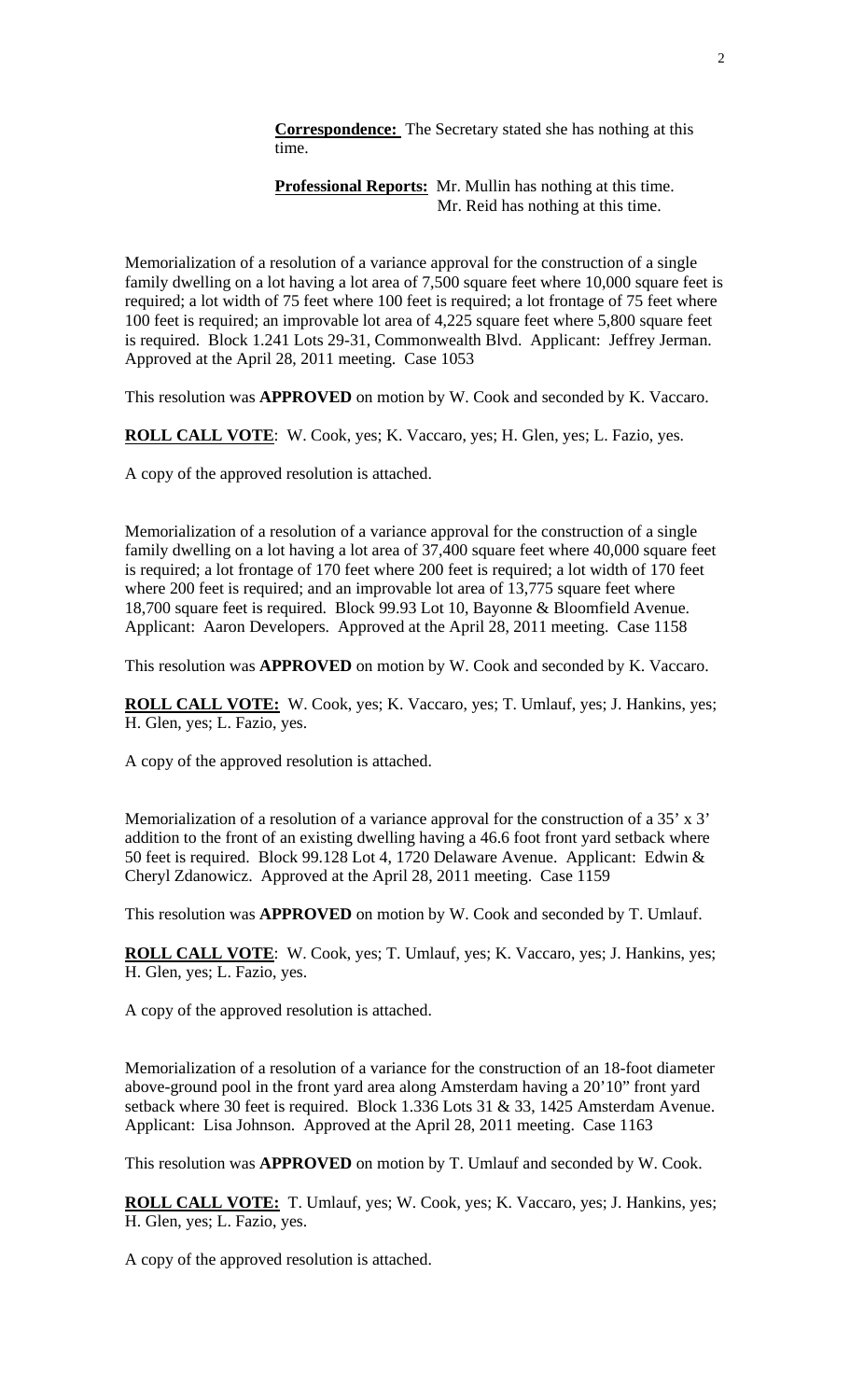**Correspondence:** The Secretary stated she has nothing at this time.

**Professional Reports:** Mr. Mullin has nothing at this time.
Mr. Reid has nothing at this time.

Memorialization of a resolution of a variance approval for the construction of a single family dwelling on a lot having a lot area of 7,500 square feet where 10,000 square feet is required; a lot width of 75 feet where 100 feet is required; a lot frontage of 75 feet where 100 feet is required; an improvable lot area of 4,225 square feet where 5,800 square feet is required. Block 1.241 Lots 29-31, Commonwealth Blvd. Applicant: Jeffrey Jerman. Approved at the April 28, 2011 meeting. Case 1053

This resolution was **APPROVED** on motion by W. Cook and seconded by K. Vaccaro.

**ROLL CALL VOTE**: W. Cook, yes; K. Vaccaro, yes; H. Glen, yes; L. Fazio, yes.

A copy of the approved resolution is attached.

Memorialization of a resolution of a variance approval for the construction of a single family dwelling on a lot having a lot area of 37,400 square feet where 40,000 square feet is required; a lot frontage of 170 feet where 200 feet is required; a lot width of 170 feet where 200 feet is required; and an improvable lot area of 13,775 square feet where 18,700 square feet is required. Block 99.93 Lot 10, Bayonne & Bloomfield Avenue. Applicant: Aaron Developers. Approved at the April 28, 2011 meeting. Case 1158

This resolution was **APPROVED** on motion by W. Cook and seconded by K. Vaccaro.

**ROLL CALL VOTE:** W. Cook, yes; K. Vaccaro, yes; T. Umlauf, yes; J. Hankins, yes; H. Glen, yes; L. Fazio, yes.

A copy of the approved resolution is attached.

Memorialization of a resolution of a variance approval for the construction of a 35' x 3' addition to the front of an existing dwelling having a 46.6 foot front yard setback where 50 feet is required. Block 99.128 Lot 4, 1720 Delaware Avenue. Applicant: Edwin & Cheryl Zdanowicz. Approved at the April 28, 2011 meeting. Case 1159

This resolution was **APPROVED** on motion by W. Cook and seconded by T. Umlauf.

**ROLL CALL VOTE**: W. Cook, yes; T. Umlauf, yes; K. Vaccaro, yes; J. Hankins, yes; H. Glen, yes; L. Fazio, yes.

A copy of the approved resolution is attached.

Memorialization of a resolution of a variance for the construction of an 18-foot diameter above-ground pool in the front yard area along Amsterdam having a 20'10" front yard setback where 30 feet is required. Block 1.336 Lots 31 & 33, 1425 Amsterdam Avenue. Applicant: Lisa Johnson. Approved at the April 28, 2011 meeting. Case 1163

This resolution was **APPROVED** on motion by T. Umlauf and seconded by W. Cook.

**ROLL CALL VOTE:** T. Umlauf, yes; W. Cook, yes; K. Vaccaro, yes; J. Hankins, yes; H. Glen, yes; L. Fazio, yes.

A copy of the approved resolution is attached.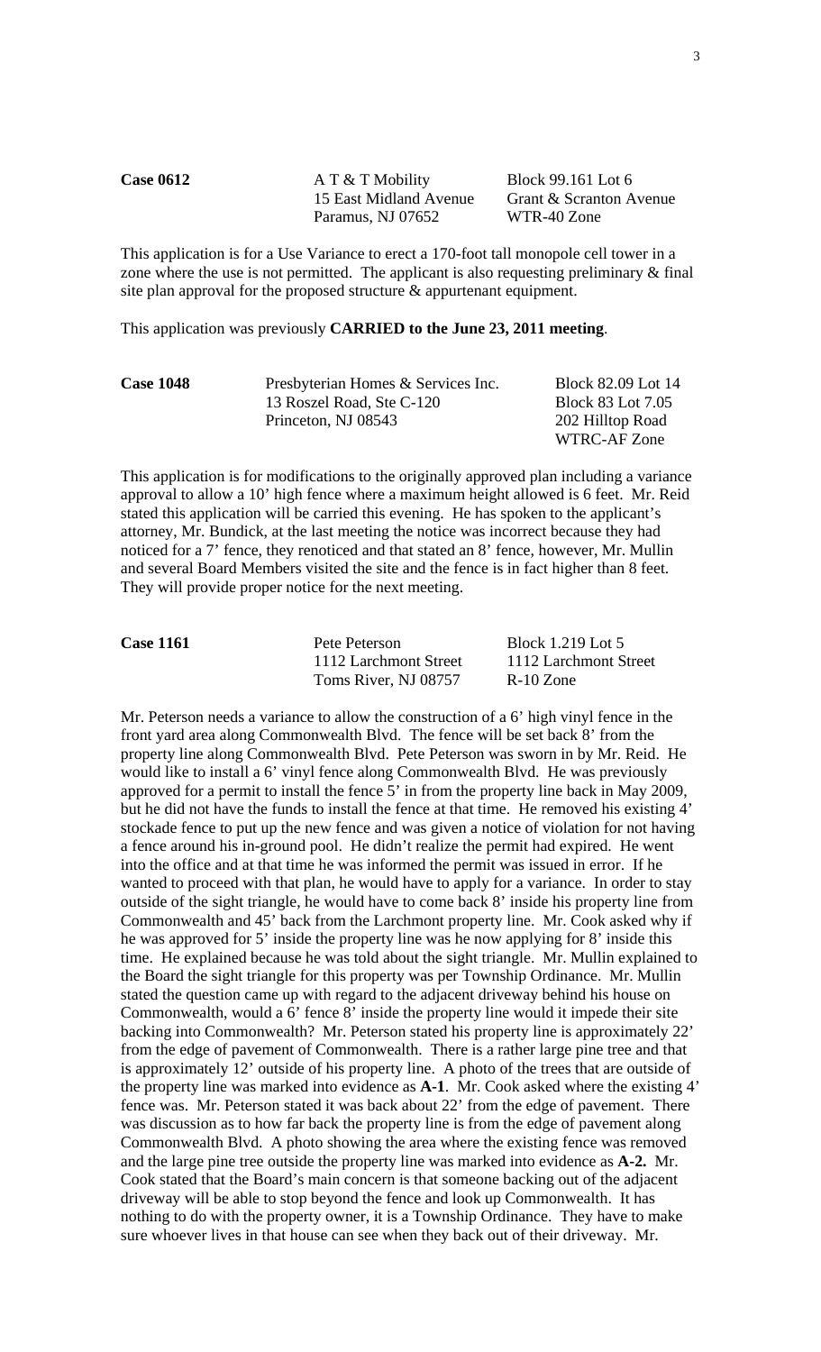**Case 0612** A T & T Mobility Block 99.161 Lot 6
15 East Midland Avenue Grant & Scranton Avenue
Paramus, NJ 07652 WTR-40 Zone

This application is for a Use Variance to erect a 170-foot tall monopole cell tower in a zone where the use is not permitted. The applicant is also requesting preliminary & final site plan approval for the proposed structure & appurtenant equipment.

This application was previously **CARRIED to the June 23, 2011 meeting**.

**Case 1048** Presbyterian Homes & Services Inc. Block 82.09 Lot 14
13 Roszel Road, Ste C-120 Block 83 Lot 7.05
Princeton, NJ 08543 202 Hilltop Road
WTRC-AF Zone

This application is for modifications to the originally approved plan including a variance approval to allow a 10' high fence where a maximum height allowed is 6 feet. Mr. Reid stated this application will be carried this evening. He has spoken to the applicant's attorney, Mr. Bundick, at the last meeting the notice was incorrect because they had noticed for a 7' fence, they renoticed and that stated an 8' fence, however, Mr. Mullin and several Board Members visited the site and the fence is in fact higher than 8 feet. They will provide proper notice for the next meeting.

**Case 1161** Pete Peterson Block 1.219 Lot 5
1112 Larchmont Street 1112 Larchmont Street
Toms River, NJ 08757 R-10 Zone

Mr. Peterson needs a variance to allow the construction of a 6' high vinyl fence in the front yard area along Commonwealth Blvd. The fence will be set back 8' from the property line along Commonwealth Blvd. Pete Peterson was sworn in by Mr. Reid. He would like to install a 6' vinyl fence along Commonwealth Blvd. He was previously approved for a permit to install the fence 5' in from the property line back in May 2009, but he did not have the funds to install the fence at that time. He removed his existing 4' stockade fence to put up the new fence and was given a notice of violation for not having a fence around his in-ground pool. He didn't realize the permit had expired. He went into the office and at that time he was informed the permit was issued in error. If he wanted to proceed with that plan, he would have to apply for a variance. In order to stay outside of the sight triangle, he would have to come back 8' inside his property line from Commonwealth and 45' back from the Larchmont property line. Mr. Cook asked why if he was approved for 5' inside the property line was he now applying for 8' inside this time. He explained because he was told about the sight triangle. Mr. Mullin explained to the Board the sight triangle for this property was per Township Ordinance. Mr. Mullin stated the question came up with regard to the adjacent driveway behind his house on Commonwealth, would a 6' fence 8' inside the property line would it impede their site backing into Commonwealth? Mr. Peterson stated his property line is approximately 22' from the edge of pavement of Commonwealth. There is a rather large pine tree and that is approximately 12' outside of his property line. A photo of the trees that are outside of the property line was marked into evidence as **A-1**. Mr. Cook asked where the existing 4' fence was. Mr. Peterson stated it was back about 22' from the edge of pavement. There was discussion as to how far back the property line is from the edge of pavement along Commonwealth Blvd. A photo showing the area where the existing fence was removed and the large pine tree outside the property line was marked into evidence as **A-2.** Mr. Cook stated that the Board's main concern is that someone backing out of the adjacent driveway will be able to stop beyond the fence and look up Commonwealth. It has nothing to do with the property owner, it is a Township Ordinance. They have to make sure whoever lives in that house can see when they back out of their driveway. Mr.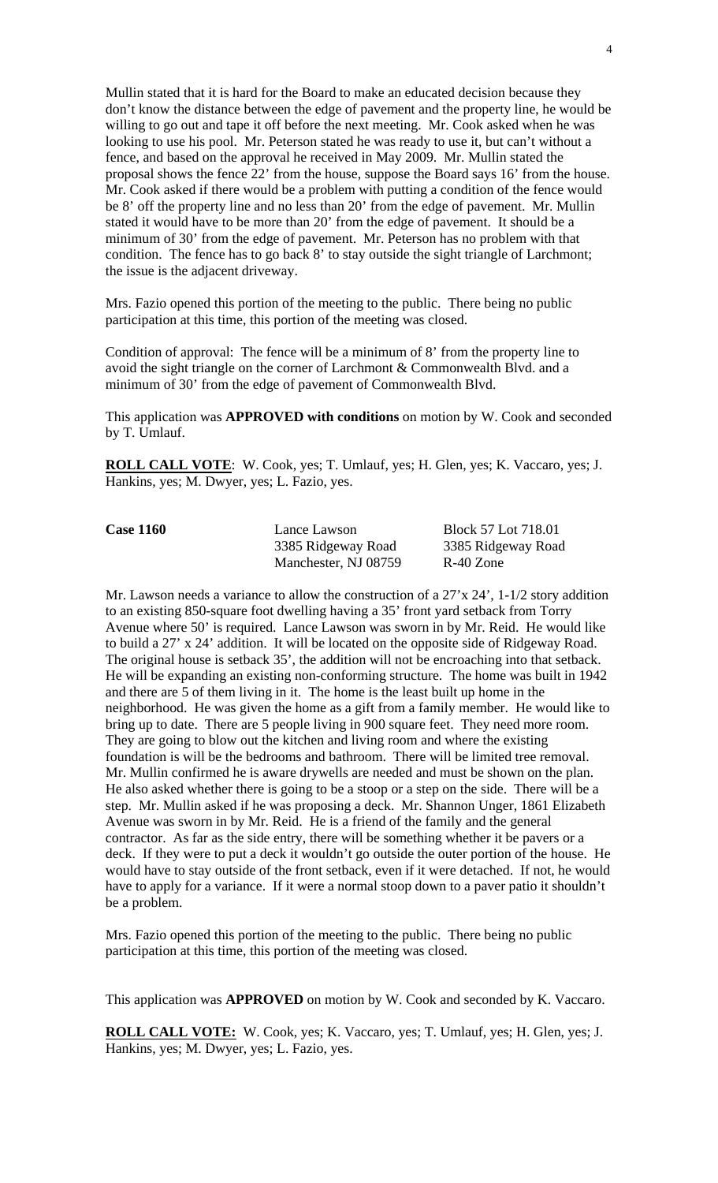Mullin stated that it is hard for the Board to make an educated decision because they don't know the distance between the edge of pavement and the property line, he would be willing to go out and tape it off before the next meeting. Mr. Cook asked when he was looking to use his pool. Mr. Peterson stated he was ready to use it, but can't without a fence, and based on the approval he received in May 2009. Mr. Mullin stated the proposal shows the fence 22' from the house, suppose the Board says 16' from the house. Mr. Cook asked if there would be a problem with putting a condition of the fence would be 8' off the property line and no less than 20' from the edge of pavement. Mr. Mullin stated it would have to be more than 20' from the edge of pavement. It should be a minimum of 30' from the edge of pavement. Mr. Peterson has no problem with that condition. The fence has to go back 8' to stay outside the sight triangle of Larchmont; the issue is the adjacent driveway.

Mrs. Fazio opened this portion of the meeting to the public. There being no public participation at this time, this portion of the meeting was closed.

Condition of approval: The fence will be a minimum of 8' from the property line to avoid the sight triangle on the corner of Larchmont & Commonwealth Blvd. and a minimum of 30' from the edge of pavement of Commonwealth Blvd.

This application was **APPROVED with conditions** on motion by W. Cook and seconded by T. Umlauf.

**ROLL CALL VOTE**: W. Cook, yes; T. Umlauf, yes; H. Glen, yes; K. Vaccaro, yes; J. Hankins, yes; M. Dwyer, yes; L. Fazio, yes.

| **Case 1160** | Lance Lawson | Block 57 Lot 718.01 |
|---|---|---|
| | 3385 Ridgeway Road | 3385 Ridgeway Road |
| | Manchester, NJ 08759 | R-40 Zone |

Mr. Lawson needs a variance to allow the construction of a 27'x 24', 1-1/2 story addition to an existing 850-square foot dwelling having a 35' front yard setback from Torry Avenue where 50' is required. Lance Lawson was sworn in by Mr. Reid. He would like to build a 27' x 24' addition. It will be located on the opposite side of Ridgeway Road. The original house is setback 35', the addition will not be encroaching into that setback. He will be expanding an existing non-conforming structure. The home was built in 1942 and there are 5 of them living in it. The home is the least built up home in the neighborhood. He was given the home as a gift from a family member. He would like to bring up to date. There are 5 people living in 900 square feet. They need more room. They are going to blow out the kitchen and living room and where the existing foundation is will be the bedrooms and bathroom. There will be limited tree removal. Mr. Mullin confirmed he is aware drywells are needed and must be shown on the plan. He also asked whether there is going to be a stoop or a step on the side. There will be a step. Mr. Mullin asked if he was proposing a deck. Mr. Shannon Unger, 1861 Elizabeth Avenue was sworn in by Mr. Reid. He is a friend of the family and the general contractor. As far as the side entry, there will be something whether it be pavers or a deck. If they were to put a deck it wouldn't go outside the outer portion of the house. He would have to stay outside of the front setback, even if it were detached. If not, he would have to apply for a variance. If it were a normal stoop down to a paver patio it shouldn't be a problem.

Mrs. Fazio opened this portion of the meeting to the public. There being no public participation at this time, this portion of the meeting was closed.

This application was **APPROVED** on motion by W. Cook and seconded by K. Vaccaro.

**ROLL CALL VOTE:** W. Cook, yes; K. Vaccaro, yes; T. Umlauf, yes; H. Glen, yes; J. Hankins, yes; M. Dwyer, yes; L. Fazio, yes.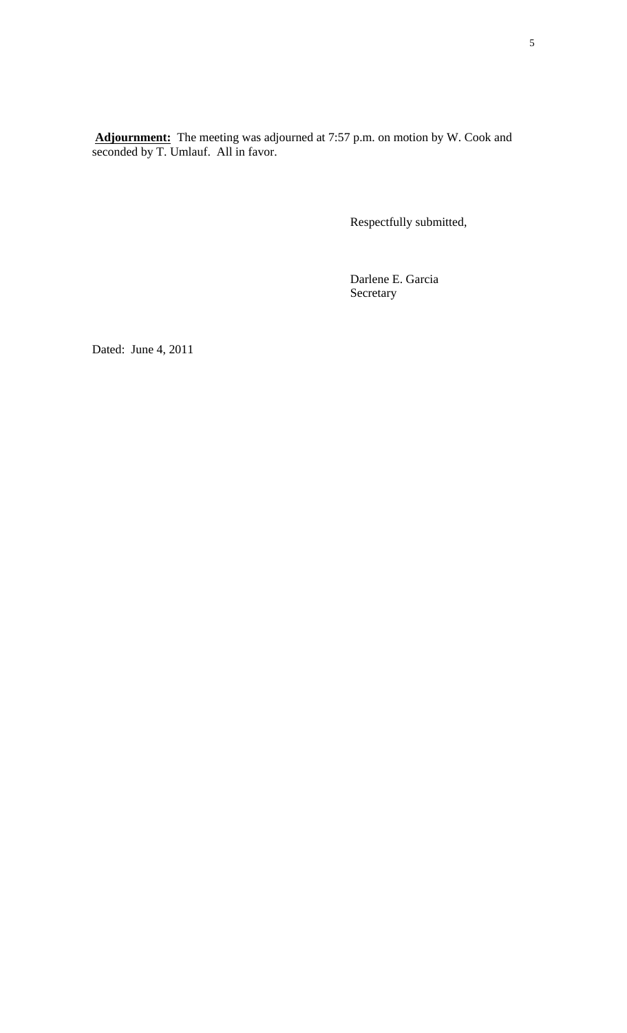**Adjournment:** The meeting was adjourned at 7:57 p.m. on motion by W. Cook and seconded by T. Umlauf. All in favor.

Respectfully submitted,

Darlene E. Garcia
Secretary

Dated: June 4, 2011